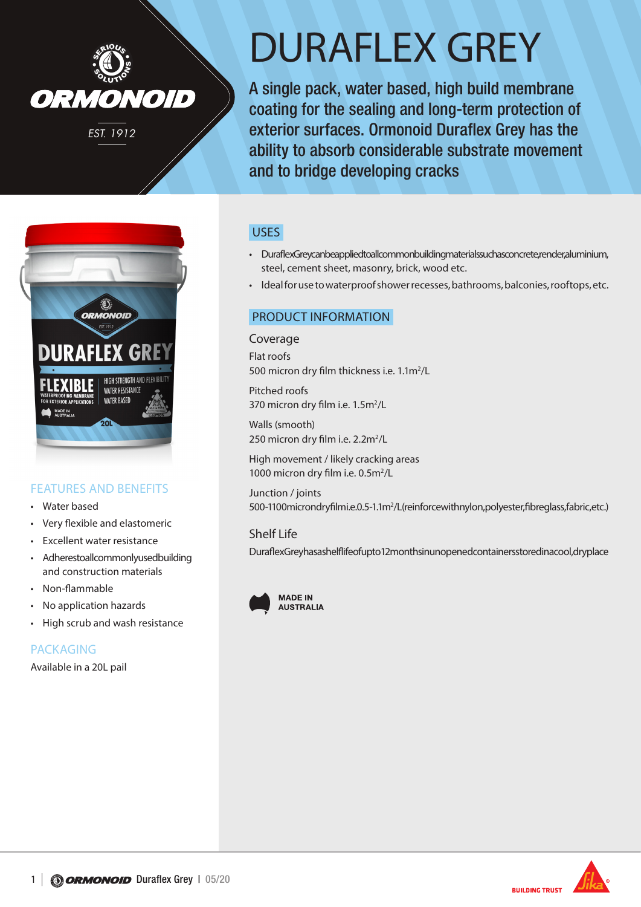# DURAFLEX GREY

A single pack, water based, high build membrane coating for the sealing and long-term protection of exterior surfaces. Ormonoid Duraflex Grey has the ability to absorb considerable substrate movement and to bridge developing cracks

## FEATURES AND BENEFITS

- Water based
- Very flexible and elastomeric
- Excellent water resistance
- Adheres to all commonly used building and construction materials
- Non-flammable
- No application hazards
- High scrub and wash resistance

## PACKAGING

Available in a 20L pail

## USES

- Duraflex Grey can be applied to all common building materials such as concrete, render, aluminium, steel, cement sheet, masonry, brick, wood etc.
- Ideal for use to waterproof shower recesses, bathrooms, balconies, rooftops, etc.

## PRODUCT INFORMATION

### Coverage

Flat roofs
500 micron dry film thickness i.e. 1.1m²/L

Pitched roofs
370 micron dry film i.e. 1.5m²/L

Walls (smooth)
250 micron dry film i.e. 2.2m²/L

High movement / likely cracking areas
1000 micron dry film i.e. 0.5m²/L

Junction / joints
500-1100 micron dry film i.e. 0.5-1.1m²/L (reinforce with nylon, polyester, fibreglass, fabric, etc.)

### Shelf Life

Duraflex Grey has a shelf life of up to 12 months in unopened containers stored in a cool, dry place

MADE IN AUSTRALIA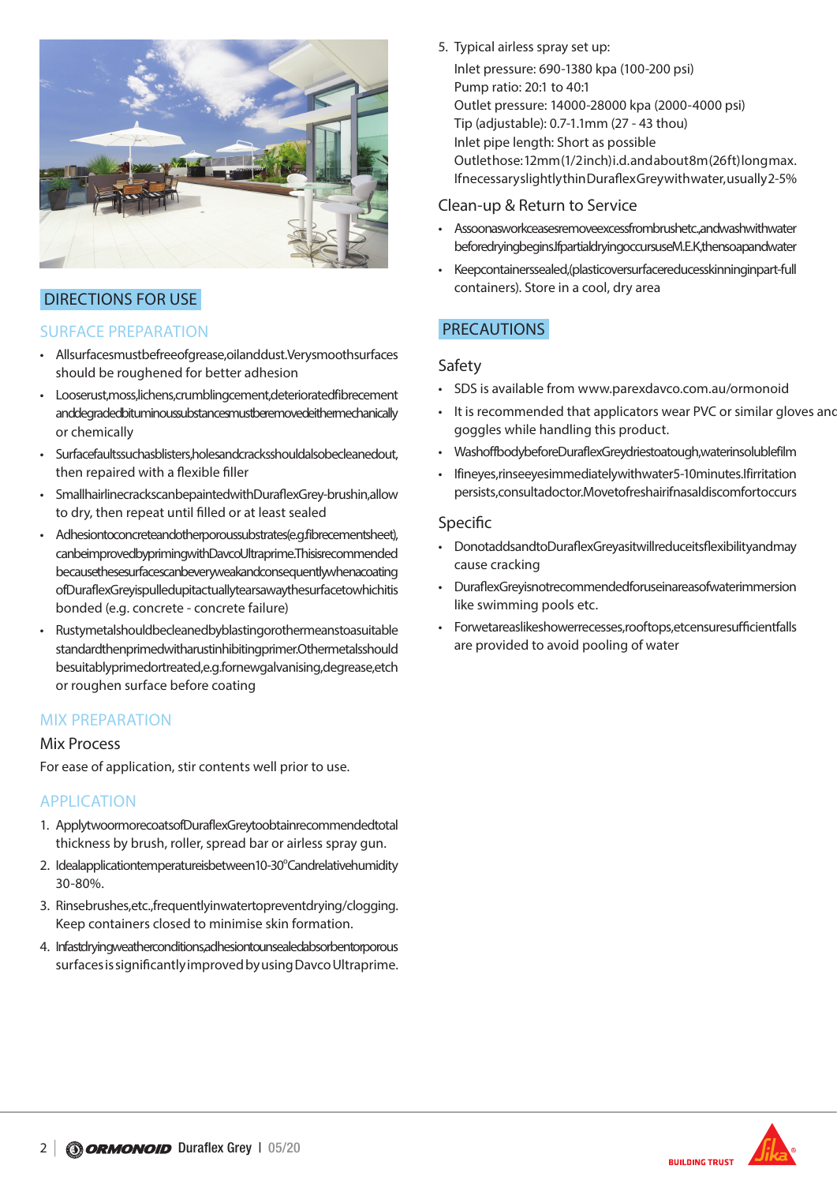## DIRECTIONS FOR USE

### SURFACE PREPARATION

- All surfaces must be free of grease, oil and dust. Very smooth surfaces should be roughened for better adhesion
- Loose rust, moss, lichens, crumbling cement, deteriorated fibre cement and degraded bituminous substances must be removed either mechanically or chemically
- Surface faults such as blisters, holes and cracks should also be cleaned out, then repaired with a flexible filler
- Small hairline cracks can be painted with Duraflex Grey - brush in, allow to dry, then repeat until filled or at least sealed
- Adhesion to concrete and other porous substrates (e.g. fibre cement sheet), can be improved by priming with Davco Ultraprime. This is recommended because these surfaces can be very weak and consequently when a coating of Duraflex Grey is pulled up it actually tears away the surface to which it is bonded (e.g. concrete - concrete failure)
- Rusty metal should be cleaned by blasting or other means to a suitable standard then primed with a rust inhibiting primer. Other metals should be suitably primed or treated, e.g. for new galvanising, degrease, etch or roughen surface before coating

### MIX PREPARATION

#### Mix Process

For ease of application, stir contents well prior to use.

### APPLICATION

1. Apply two or more coats of Duraflex Grey to obtain recommended total thickness by brush, roller, spread bar or airless spray gun.
2. Ideal application temperature is between 10-30°C and relative humidity 30-80%.
3. Rinse brushes, etc., frequently in water to prevent drying/clogging. Keep containers closed to minimise skin formation.
4. In fast drying weather conditions, adhesion to unsealed absorbent or porous surfaces is significantly improved by using Davco Ultraprime.
5. Typical airless spray set up:
   Inlet pressure: 690-1380 kpa (100-200 psi)
   Pump ratio: 20:1 to 40:1
   Outlet pressure: 14000-28000 kpa (2000-4000 psi)
   Tip (adjustable): 0.7-1.1mm (27 - 43 thou)
   Inlet pipe length: Short as possible
   Outlet hose: 12mm (1/2 inch) i.d. and about 8m (26ft) long max.
   If necessary slightly thin Duraflex Grey with water, usually 2-5%

#### Clean-up & Return to Service

- As soon as work ceases remove excess from brushes etc., and wash with water before drying begins. If partial drying occurs use M.E.K, then soap and water
- Keep containers sealed, (plastic over surface reduces skinning in part-full containers). Store in a cool, dry area

## PRECAUTIONS

#### Safety

- SDS is available from www.parexdavco.com.au/ormonoid
- It is recommended that applicators wear PVC or similar gloves and goggles while handling this product.
- Wash off body before Duraflex Grey dries to a tough, water insoluble film
- If in eyes, rinse eyes immediately with water 5-10 minutes. If irritation persists, consult a doctor. Move to fresh air if nasal discomfort occurs

#### Specific

- Do not add sand to Duraflex Grey as it will reduce its flexibility and may cause cracking
- Duraflex Grey is not recommended for use in areas of water immersion like swimming pools etc.
- For wet areas like shower recesses, rooftops, etc ensure sufficient falls are provided to avoid pooling of water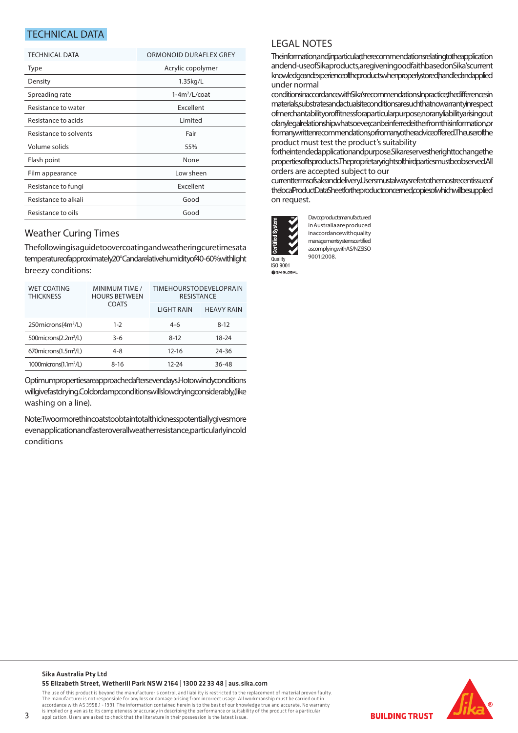## TECHNICAL DATA

| TECHNICAL DATA | ORMONOID DURAFLEX GREY |
|---|---|
| Type | Acrylic copolymer |
| Density | 1.35kg/L |
| Spreading rate | 1-4m²/L/coat |
| Resistance to water | Excellent |
| Resistance to acids | Limited |
| Resistance to solvents | Fair |
| Volume solids | 55% |
| Flash point | None |
| Film appearance | Low sheen |
| Resistance to fungi | Excellent |
| Resistance to alkali | Good |
| Resistance to oils | Good |

### Weather Curing Times

The following is a guide to overcoating and weathering cure times at a temperature of approximately 20°C and a relative humidity of 40-60% with light breezy conditions:

| WET COATING THICKNESS | MINIMUM TIME / HOURS BETWEEN COATS | TIME HOURS TO DEVELOP RAIN RESISTANCE | |
|---|---|---|---|
| | | LIGHT RAIN | HEAVY RAIN |
| 250microns(4m²/L) | 1-2 | 4-6 | 8-12 |
| 500microns(2.2m²/L) | 3-6 | 8-12 | 18-24 |
| 670microns(1.5m²/L) | 4-8 | 12-16 | 24-36 |
| 1000microns(1.1m²/L) | 8-16 | 12-24 | 36-48 |

Optimum properties are approached after seven days. Hot or windy conditions will give fast drying. Cold or damp conditions will slow drying considerably, (like washing on a line).

Note: Two or more thin coats to obtain total thickness potentially gives more even application and faster overall weather resistance, particularly in cold conditions

## LEGAL NOTES

The information, and, in particular, the recommendations relating to the application and end-use of Sika products, are given in good faith based on Sika's current knowledge and experience of the products when properly stored, handled and applied under normal conditions in accordance with Sika's recommendations. In practice, the differences in materials, substrates and actual site conditions are such that no warranty in respect of merchantability or of fitness for a particular purpose, nor any liability arising out of any legal relationship whatsoever, can be inferred either from this information, or from any written recommendations, or from any other advice offered. The user of the product must test the product's suitability for the intended application and purpose. Sika reserves the right to change the properties of its products. The proprietary rights of third parties must be observed. All orders are accepted subject to our current terms of sale and delivery. Users must always refer to the most recent issue of the local Product Data Sheet for the product concerned, copies of which will be supplied on request.

Certified System
Quality ISO 9001
SAI GLOBAL

Davco products manufactured in Australia are produced in accordance with quality management systems certified as complying with AS/NZS ISO 9001:2008.

**Sika Australia Pty Ltd**
**55 Elizabeth Street, Wetherill Park NSW 2164 | 1300 22 33 48 | aus.sika.com**

The use of this product is beyond the manufacturer's control, and liability is restricted to the replacement of material proven faulty. The manufacturer is not responsible for any loss or damage arising from incorrect usage. All workmanship must be carried out in accordance with AS 3958.1 - 1991. The information contained herein is to the best of our knowledge true and accurate. No warranty is implied or given as to its completeness or accuracy in describing the performance or suitability of the product for a particular application. Users are asked to check that the literature in their possession is the latest issue.

BUILDING TRUST